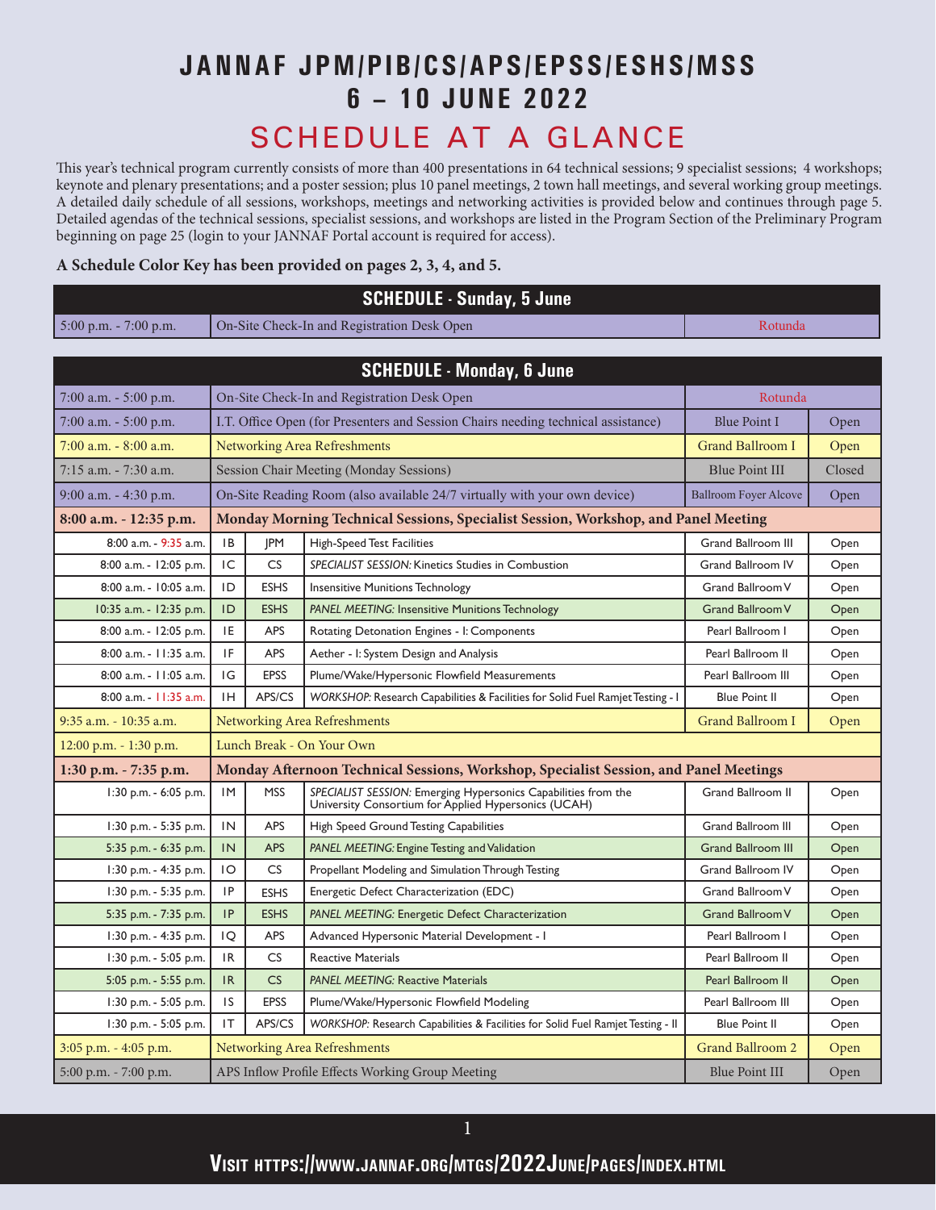# JANNAF JPM/PIB/CS/APS/EPSS/ESHS/MSS
# 6 – 10 JUNE 2022

## SCHEDULE AT A GLANCE

This year's technical program currently consists of more than 400 presentations in 64 technical sessions; 9 specialist sessions; 4 workshops; keynote and plenary presentations; and a poster session; plus 10 panel meetings, 2 town hall meetings, and several working group meetings. A detailed daily schedule of all sessions, workshops, meetings and networking activities is provided below and continues through page 5. Detailed agendas of the technical sessions, specialist sessions, and workshops are listed in the Program Section of the Preliminary Program beginning on page 25 (login to your JANNAF Portal account is required for access).

**A Schedule Color Key has been provided on pages 2, 3, 4, and 5.**

### SCHEDULE - Sunday, 5 June

| Time | Event | Location |
|---|---|---|
| 5:00 p.m. - 7:00 p.m. | On-Site Check-In and Registration Desk Open | Rotunda |

### SCHEDULE - Monday, 6 June

| Time | Session | Group | Event | Location | Status |
|---|---|---|---|---|---|
| 7:00 a.m. - 5:00 p.m. | | | On-Site Check-In and Registration Desk Open | Rotunda | |
| 7:00 a.m. - 5:00 p.m. | | | I.T. Office Open (for Presenters and Session Chairs needing technical assistance) | Blue Point I | Open |
| 7:00 a.m. - 8:00 a.m. | | | Networking Area Refreshments | Grand Ballroom I | Open |
| 7:15 a.m. - 7:30 a.m. | | | Session Chair Meeting (Monday Sessions) | Blue Point III | Closed |
| 9:00 a.m. - 4:30 p.m. | | | On-Site Reading Room (also available 24/7 virtually with your own device) | Ballroom Foyer Alcove | Open |
| **8:00 a.m. - 12:35 p.m.** | | | **Monday Morning Technical Sessions, Specialist Session, Workshop, and Panel Meeting** | | |
| 8:00 a.m. - 9:35 a.m. | 1B | JPM | High-Speed Test Facilities | Grand Ballroom III | Open |
| 8:00 a.m. - 12:05 p.m. | 1C | CS | *SPECIALIST SESSION:* Kinetics Studies in Combustion | Grand Ballroom IV | Open |
| 8:00 a.m. - 10:05 a.m. | 1D | ESHS | Insensitive Munitions Technology | Grand Ballroom V | Open |
| 10:35 a.m. - 12:35 p.m. | 1D | ESHS | *PANEL MEETING:* Insensitive Munitions Technology | Grand Ballroom V | Open |
| 8:00 a.m. - 12:05 p.m. | 1E | APS | Rotating Detonation Engines - I: Components | Pearl Ballroom I | Open |
| 8:00 a.m. - 11:35 a.m. | 1F | APS | Aether - I: System Design and Analysis | Pearl Ballroom II | Open |
| 8:00 a.m. - 11:05 a.m. | 1G | EPSS | Plume/Wake/Hypersonic Flowfield Measurements | Pearl Ballroom III | Open |
| 8:00 a.m. - 11:35 a.m. | 1H | APS/CS | *WORKSHOP:* Research Capabilities & Facilities for Solid Fuel Ramjet Testing - I | Blue Point II | Open |
| 9:35 a.m. - 10:35 a.m. | | | Networking Area Refreshments | Grand Ballroom I | Open |
| 12:00 p.m. - 1:30 p.m. | | | Lunch Break - On Your Own | | |
| **1:30 p.m. - 7:35 p.m.** | | | **Monday Afternoon Technical Sessions, Workshop, Specialist Session, and Panel Meetings** | | |
| 1:30 p.m. - 6:05 p.m. | 1M | MSS | *SPECIALIST SESSION:* Emerging Hypersonics Capabilities from the University Consortium for Applied Hypersonics (UCAH) | Grand Ballroom II | Open |
| 1:30 p.m. - 5:35 p.m. | 1N | APS | High Speed Ground Testing Capabilities | Grand Ballroom III | Open |
| 5:35 p.m. - 6:35 p.m. | 1N | APS | *PANEL MEETING:* Engine Testing and Validation | Grand Ballroom III | Open |
| 1:30 p.m. - 4:35 p.m. | 1O | CS | Propellant Modeling and Simulation Through Testing | Grand Ballroom IV | Open |
| 1:30 p.m. - 5:35 p.m. | 1P | ESHS | Energetic Defect Characterization (EDC) | Grand Ballroom V | Open |
| 5:35 p.m. - 7:35 p.m. | 1P | ESHS | *PANEL MEETING:* Energetic Defect Characterization | Grand Ballroom V | Open |
| 1:30 p.m. - 4:35 p.m. | 1Q | APS | Advanced Hypersonic Material Development - I | Pearl Ballroom I | Open |
| 1:30 p.m. - 5:05 p.m. | 1R | CS | Reactive Materials | Pearl Ballroom II | Open |
| 5:05 p.m. - 5:55 p.m. | 1R | CS | *PANEL MEETING:* Reactive Materials | Pearl Ballroom II | Open |
| 1:30 p.m. - 5:05 p.m. | 1S | EPSS | Plume/Wake/Hypersonic Flowfield Modeling | Pearl Ballroom III | Open |
| 1:30 p.m. - 5:05 p.m. | 1T | APS/CS | *WORKSHOP:* Research Capabilities & Facilities for Solid Fuel Ramjet Testing - II | Blue Point II | Open |
| 3:05 p.m. - 4:05 p.m. | | | Networking Area Refreshments | Grand Ballroom 2 | Open |
| 5:00 p.m. - 7:00 p.m. | | | APS Inflow Profile Effects Working Group Meeting | Blue Point III | Open |

**Visit https://www.jannaf.org/mtgs/2022June/pages/index.html**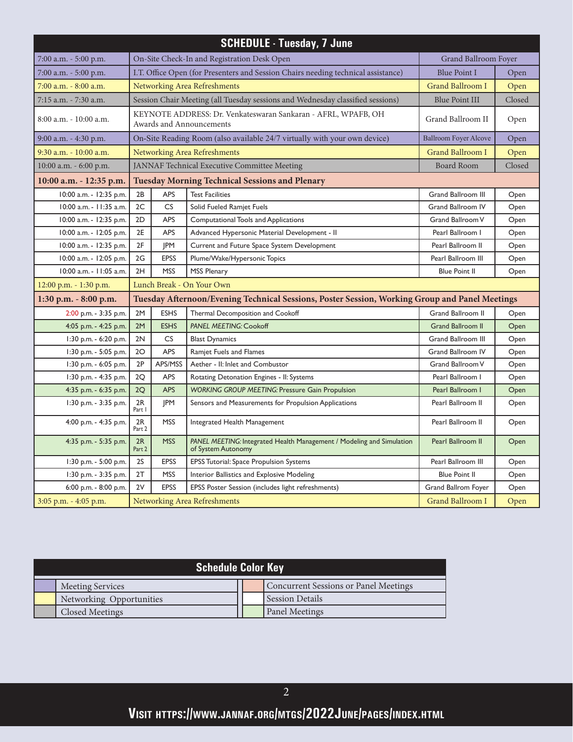## SCHEDULE - Tuesday, 7 June

| Time | | | Event | Location | Access |
|---|---|---|---|---|---|
| 7:00 a.m. - 5:00 p.m. | | | On-Site Check-In and Registration Desk Open | Grand Ballroom Foyer | |
| 7:00 a.m. - 5:00 p.m. | | | I.T. Office Open (for Presenters and Session Chairs needing technical assistance) | Blue Point I | Open |
| 7:00 a.m. - 8:00 a.m. | | | Networking Area Refreshments | Grand Ballroom I | Open |
| 7:15 a.m. - 7:30 a.m. | | | Session Chair Meeting (all Tuesday sessions and Wednesday classified sessions) | Blue Point III | Closed |
| 8:00 a.m. - 10:00 a.m. | | | KEYNOTE ADDRESS: Dr. Venkateswaran Sankaran - AFRL, WPAFB, OH Awards and Announcements | Grand Ballroom II | Open |
| 9:00 a.m. - 4:30 p.m. | | | On-Site Reading Room (also available 24/7 virtually with your own device) | Ballroom Foyer Alcove | Open |
| 9:30 a.m. - 10:00 a.m. | | | Networking Area Refreshments | Grand Ballroom I | Open |
| 10:00 a.m. - 6:00 p.m. | | | JANNAF Technical Executive Committee Meeting | Board Room | Closed |
| **10:00 a.m. - 12:35 p.m.** | | | **Tuesday Morning Technical Sessions and Plenary** | | |
| 10:00 a.m. - 12:35 p.m. | 2B | APS | Test Facilities | Grand Ballroom III | Open |
| 10:00 a.m. - 11:35 a.m. | 2C | CS | Solid Fueled Ramjet Fuels | Grand Ballroom IV | Open |
| 10:00 a.m. - 12:35 p.m. | 2D | APS | Computational Tools and Applications | Grand Ballroom V | Open |
| 10:00 a.m. - 12:05 p.m. | 2E | APS | Advanced Hypersonic Material Development - II | Pearl Ballroom I | Open |
| 10:00 a.m. - 12:35 p.m. | 2F | JPM | Current and Future Space System Development | Pearl Ballroom II | Open |
| 10:00 a.m. - 12:05 p.m. | 2G | EPSS | Plume/Wake/Hypersonic Topics | Pearl Ballroom III | Open |
| 10:00 a.m. - 11:05 a.m. | 2H | MSS | MSS Plenary | Blue Point II | Open |
| 12:00 p.m. - 1:30 p.m. | | | Lunch Break - On Your Own | | |
| **1:30 p.m. - 8:00 p.m.** | | | **Tuesday Afternoon/Evening Technical Sessions, Poster Session, Working Group and Panel Meetings** | | |
| 2:00 p.m. - 3:35 p.m. | 2M | ESHS | Thermal Decomposition and Cookoff | Grand Ballroom II | Open |
| 4:05 p.m. - 4:25 p.m. | 2M | ESHS | *PANEL MEETING:* Cookoff | Grand Ballroom II | Open |
| 1:30 p.m. - 6:20 p.m. | 2N | CS | Blast Dynamics | Grand Ballroom III | Open |
| 1:30 p.m. - 5:05 p.m. | 2O | APS | Ramjet Fuels and Flames | Grand Ballroom IV | Open |
| 1:30 p.m. - 6:05 p.m. | 2P | APS/MSS | Aether - II: Inlet and Combustor | Grand Ballroom V | Open |
| 1:30 p.m. - 4:35 p.m. | 2Q | APS | Rotating Detonation Engines - II: Systems | Pearl Ballroom I | Open |
| 4:35 p.m. - 6:35 p.m. | 2Q | APS | *WORKING GROUP MEETING:* Pressure Gain Propulsion | Pearl Ballroom I | Open |
| 1:30 p.m. - 3:35 p.m. | 2R Part 1 | JPM | Sensors and Measurements for Propulsion Applications | Pearl Ballroom II | Open |
| 4:00 p.m. - 4:35 p.m. | 2R Part 2 | MSS | Integrated Health Management | Pearl Ballroom II | Open |
| 4:35 p.m. - 5:35 p.m. | 2R Part 2 | MSS | *PANEL MEETING:* Integrated Health Management / Modeling and Simulation of System Autonomy | Pearl Ballroom II | Open |
| 1:30 p.m. - 5:00 p.m. | 2S | EPSS | EPSS Tutorial: Space Propulsion Systems | Pearl Ballroom III | Open |
| 1:30 p.m. - 3:35 p.m. | 2T | MSS | Interior Ballistics and Explosive Modeling | Blue Point II | Open |
| 6:00 p.m. - 8:00 p.m. | 2V | EPSS | EPSS Poster Session (includes light refreshments) | Grand Ballrom Foyer | Open |
| 3:05 p.m. - 4:05 p.m. | | | Networking Area Refreshments | Grand Ballroom I | Open |

## Schedule Color Key

| Color | Category | Color | Category |
|---|---|---|---|
| (purple) | Meeting Services | (pink) | Concurrent Sessions or Panel Meetings |
| (yellow) | Networking Opportunities | (white) | Session Details |
| (gray) | Closed Meetings | (green) | Panel Meetings |

**Visit https://www.jannaf.org/mtgs/2022June/pages/index.html**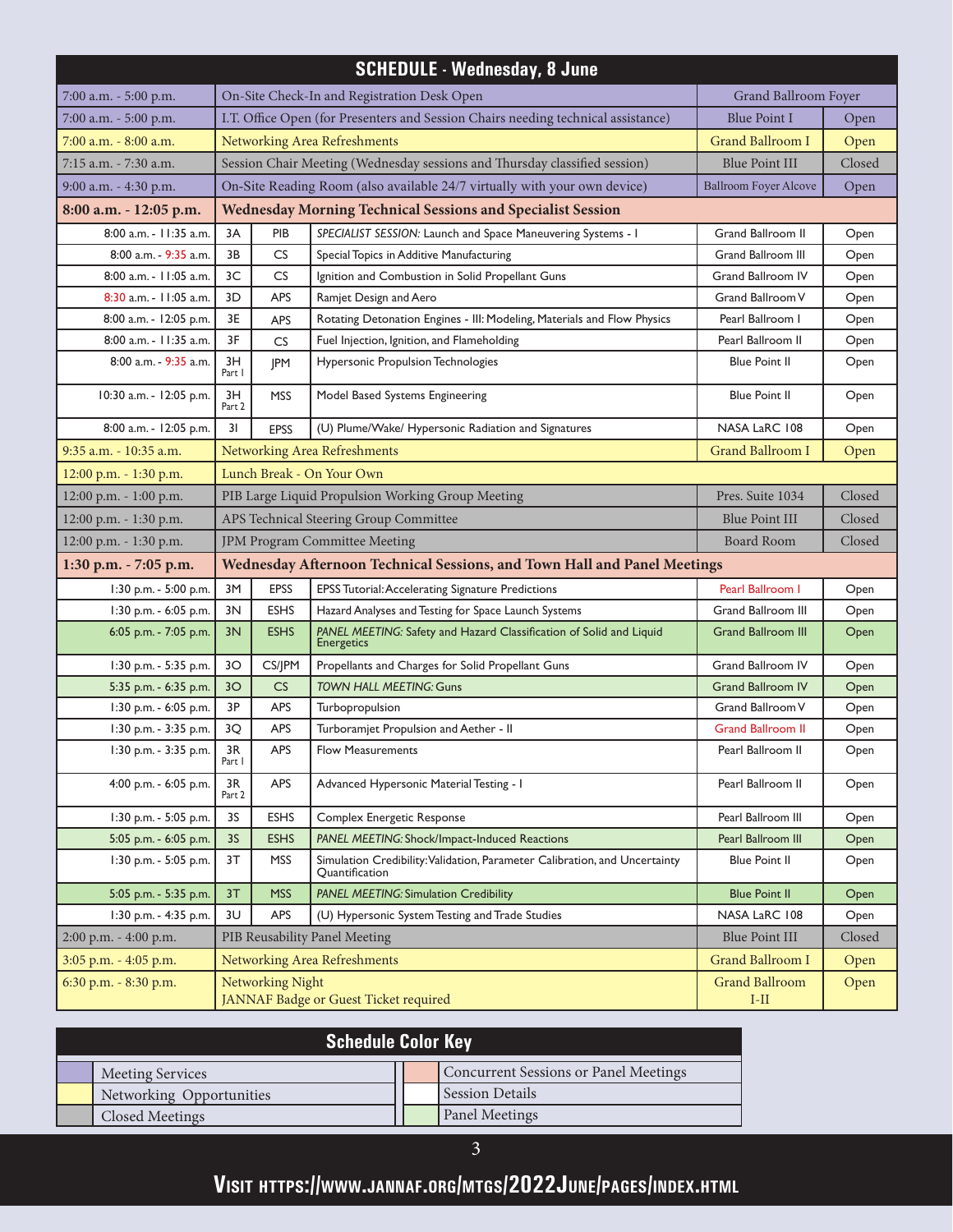## SCHEDULE - Wednesday, 8 June

| Time | Session | Division | Title | Location | Status |
|---|---|---|---|---|---|
| 7:00 a.m. - 5:00 p.m. | On-Site Check-In and Registration Desk Open | | | Grand Ballroom Foyer | |
| 7:00 a.m. - 5:00 p.m. | I.T. Office Open (for Presenters and Session Chairs needing technical assistance) | | | Blue Point I | Open |
| 7:00 a.m. - 8:00 a.m. | Networking Area Refreshments | | | Grand Ballroom I | Open |
| 7:15 a.m. - 7:30 a.m. | Session Chair Meeting (Wednesday sessions and Thursday classified session) | | | Blue Point III | Closed |
| 9:00 a.m. - 4:30 p.m. | On-Site Reading Room (also available 24/7 virtually with your own device) | | | Ballroom Foyer Alcove | Open |
| **8:00 a.m. - 12:05 p.m.** | **Wednesday Morning Technical Sessions and Specialist Session** | | | | |
| 8:00 a.m. - 11:35 a.m. | 3A | PIB | *SPECIALIST SESSION:* Launch and Space Maneuvering Systems - I | Grand Ballroom II | Open |
| 8:00 a.m. - 9:35 a.m. | 3B | CS | Special Topics in Additive Manufacturing | Grand Ballroom III | Open |
| 8:00 a.m. - 11:05 a.m. | 3C | CS | Ignition and Combustion in Solid Propellant Guns | Grand Ballroom IV | Open |
| 8:30 a.m. - 11:05 a.m. | 3D | APS | Ramjet Design and Aero | Grand Ballroom V | Open |
| 8:00 a.m. - 12:05 p.m. | 3E | APS | Rotating Detonation Engines - III: Modeling, Materials and Flow Physics | Pearl Ballroom I | Open |
| 8:00 a.m. - 11:35 a.m. | 3F | CS | Fuel Injection, Ignition, and Flameholding | Pearl Ballroom II | Open |
| 8:00 a.m. - 9:35 a.m. | 3H Part 1 | JPM | Hypersonic Propulsion Technologies | Blue Point II | Open |
| 10:30 a.m. - 12:05 p.m. | 3H Part 2 | MSS | Model Based Systems Engineering | Blue Point II | Open |
| 8:00 a.m. - 12:05 p.m. | 3I | EPSS | (U) Plume/Wake/ Hypersonic Radiation and Signatures | NASA LaRC 108 | Open |
| 9:35 a.m. - 10:35 a.m. | Networking Area Refreshments | | | Grand Ballroom I | Open |
| 12:00 p.m. - 1:30 p.m. | Lunch Break - On Your Own | | | | |
| 12:00 p.m. - 1:00 p.m. | PIB Large Liquid Propulsion Working Group Meeting | | | Pres. Suite 1034 | Closed |
| 12:00 p.m. - 1:30 p.m. | APS Technical Steering Group Committee | | | Blue Point III | Closed |
| 12:00 p.m. - 1:30 p.m. | JPM Program Committee Meeting | | | Board Room | Closed |
| **1:30 p.m. - 7:05 p.m.** | **Wednesday Afternoon Technical Sessions, and Town Hall and Panel Meetings** | | | | |
| 1:30 p.m. - 5:00 p.m. | 3M | EPSS | EPSS Tutorial: Accelerating Signature Predictions | Pearl Ballroom I | Open |
| 1:30 p.m. - 6:05 p.m. | 3N | ESHS | Hazard Analyses and Testing for Space Launch Systems | Grand Ballroom III | Open |
| 6:05 p.m. - 7:05 p.m. | 3N | ESHS | *PANEL MEETING:* Safety and Hazard Classification of Solid and Liquid Energetics | Grand Ballroom III | Open |
| 1:30 p.m. - 5:35 p.m. | 3O | CS/JPM | Propellants and Charges for Solid Propellant Guns | Grand Ballroom IV | Open |
| 5:35 p.m. - 6:35 p.m. | 3O | CS | *TOWN HALL MEETING:* Guns | Grand Ballroom IV | Open |
| 1:30 p.m. - 6:05 p.m. | 3P | APS | Turbopropulsion | Grand Ballroom V | Open |
| 1:30 p.m. - 3:35 p.m. | 3Q | APS | Turboramjet Propulsion and Aether - II | Grand Ballroom II | Open |
| 1:30 p.m. - 3:35 p.m. | 3R Part 1 | APS | Flow Measurements | Pearl Ballroom II | Open |
| 4:00 p.m. - 6:05 p.m. | 3R Part 2 | APS | Advanced Hypersonic Material Testing - I | Pearl Ballroom II | Open |
| 1:30 p.m. - 5:05 p.m. | 3S | ESHS | Complex Energetic Response | Pearl Ballroom III | Open |
| 5:05 p.m. - 6:05 p.m. | 3S | ESHS | *PANEL MEETING:* Shock/Impact-Induced Reactions | Pearl Ballroom III | Open |
| 1:30 p.m. - 5:05 p.m. | 3T | MSS | Simulation Credibility: Validation, Parameter Calibration, and Uncertainty Quantification | Blue Point II | Open |
| 5:05 p.m. - 5:35 p.m. | 3T | MSS | *PANEL MEETING:* Simulation Credibility | Blue Point II | Open |
| 1:30 p.m. - 4:35 p.m. | 3U | APS | (U) Hypersonic System Testing and Trade Studies | NASA LaRC 108 | Open |
| 2:00 p.m. - 4:00 p.m. | PIB Reusability Panel Meeting | | | Blue Point III | Closed |
| 3:05 p.m. - 4:05 p.m. | Networking Area Refreshments | | | Grand Ballroom I | Open |
| 6:30 p.m. - 8:30 p.m. | Networking Night<br>JANNAF Badge or Guest Ticket required | | | Grand Ballroom I-II | Open |

## Schedule Color Key

| | |
|---|---|
| Meeting Services | Concurrent Sessions or Panel Meetings |
| Networking Opportunities | Session Details |
| Closed Meetings | Panel Meetings |

**Visit https://www.jannaf.org/mtgs/2022June/pages/index.html**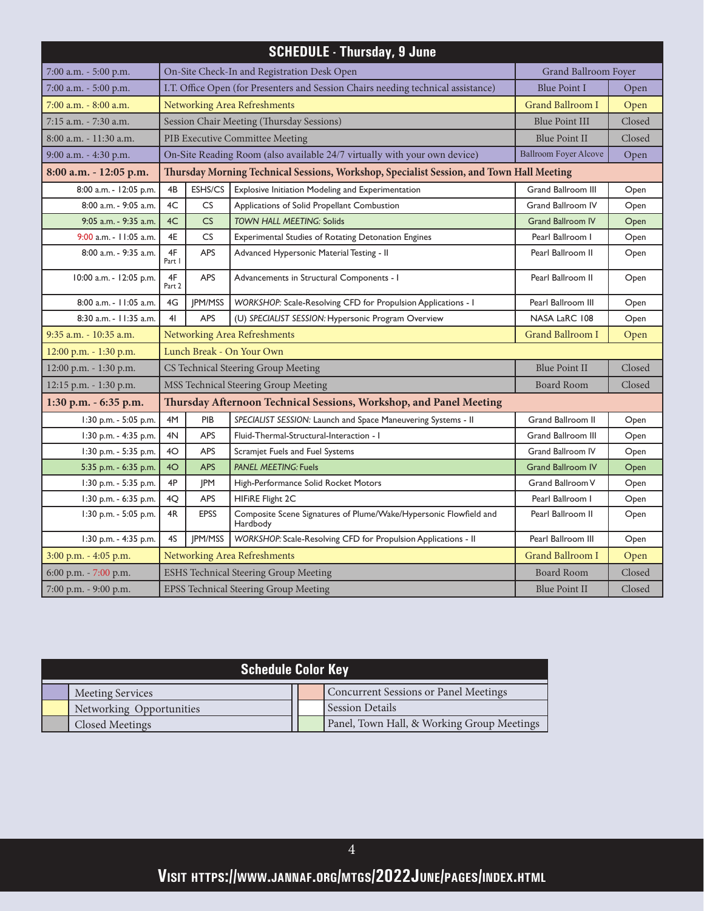## SCHEDULE - Thursday, 9 June

| Time | Session | Category | Title | Location | Status |
|---|---|---|---|---|---|
| 7:00 a.m. - 5:00 p.m. | On-Site Check-In and Registration Desk Open | | | Grand Ballroom Foyer | |
| 7:00 a.m. - 5:00 p.m. | I.T. Office Open (for Presenters and Session Chairs needing technical assistance) | | | Blue Point I | Open |
| 7:00 a.m. - 8:00 a.m. | Networking Area Refreshments | | | Grand Ballroom I | Open |
| 7:15 a.m. - 7:30 a.m. | Session Chair Meeting (Thursday Sessions) | | | Blue Point III | Closed |
| 8:00 a.m. - 11:30 a.m. | PIB Executive Committee Meeting | | | Blue Point II | Closed |
| 9:00 a.m. - 4:30 p.m. | On-Site Reading Room (also available 24/7 virtually with your own device) | | | Ballroom Foyer Alcove | Open |
| **8:00 a.m. - 12:05 p.m.** | **Thursday Morning Technical Sessions, Workshop, Specialist Session, and Town Hall Meeting** | | | | |
| 8:00 a.m. - 12:05 p.m. | 4B | ESHS/CS | Explosive Initiation Modeling and Experimentation | Grand Ballroom III | Open |
| 8:00 a.m. - 9:05 a.m. | 4C | CS | Applications of Solid Propellant Combustion | Grand Ballroom IV | Open |
| 9:05 a.m. - 9:35 a.m. | 4C | CS | *TOWN HALL MEETING:* Solids | Grand Ballroom IV | Open |
| 9:00 a.m. - 11:05 a.m. | 4E | CS | Experimental Studies of Rotating Detonation Engines | Pearl Ballroom I | Open |
| 8:00 a.m. - 9:35 a.m. | 4F Part 1 | APS | Advanced Hypersonic Material Testing - II | Pearl Ballroom II | Open |
| 10:00 a.m. - 12:05 p.m. | 4F Part 2 | APS | Advancements in Structural Components - I | Pearl Ballroom II | Open |
| 8:00 a.m. - 11:05 a.m. | 4G | JPM/MSS | *WORKSHOP:* Scale-Resolving CFD for Propulsion Applications - I | Pearl Ballroom III | Open |
| 8:30 a.m. - 11:35 a.m. | 4I | APS | (U) *SPECIALIST SESSION:* Hypersonic Program Overview | NASA LaRC 108 | Open |
| 9:35 a.m. - 10:35 a.m. | Networking Area Refreshments | | | Grand Ballroom I | Open |
| 12:00 p.m. - 1:30 p.m. | Lunch Break - On Your Own | | | | |
| 12:00 p.m. - 1:30 p.m. | CS Technical Steering Group Meeting | | | Blue Point II | Closed |
| 12:15 p.m. - 1:30 p.m. | MSS Technical Steering Group Meeting | | | Board Room | Closed |
| **1:30 p.m. - 6:35 p.m.** | **Thursday Afternoon Technical Sessions, Workshop, and Panel Meeting** | | | | |
| 1:30 p.m. - 5:05 p.m. | 4M | PIB | *SPECIALIST SESSION:* Launch and Space Maneuvering Systems - II | Grand Ballroom II | Open |
| 1:30 p.m. - 4:35 p.m. | 4N | APS | Fluid-Thermal-Structural-Interaction - I | Grand Ballroom III | Open |
| 1:30 p.m. - 5:35 p.m. | 4O | APS | Scramjet Fuels and Fuel Systems | Grand Ballroom IV | Open |
| 5:35 p.m. - 6:35 p.m. | 4O | APS | *PANEL MEETING:* Fuels | Grand Ballroom IV | Open |
| 1:30 p.m. - 5:35 p.m. | 4P | JPM | High-Performance Solid Rocket Motors | Grand Ballroom V | Open |
| 1:30 p.m. - 6:35 p.m. | 4Q | APS | HIFiRE Flight 2C | Pearl Ballroom I | Open |
| 1:30 p.m. - 5:05 p.m. | 4R | EPSS | Composite Scene Signatures of Plume/Wake/Hypersonic Flowfield and Hardbody | Pearl Ballroom II | Open |
| 1:30 p.m. - 4:35 p.m. | 4S | JPM/MSS | *WORKSHOP:* Scale-Resolving CFD for Propulsion Applications - II | Pearl Ballroom III | Open |
| 3:00 p.m. - 4:05 p.m. | Networking Area Refreshments | | | Grand Ballroom I | Open |
| 6:00 p.m. - 7:00 p.m. | ESHS Technical Steering Group Meeting | | | Board Room | Closed |
| 7:00 p.m. - 9:00 p.m. | EPSS Technical Steering Group Meeting | | | Blue Point II | Closed |

## Schedule Color Key

| Color | Category | Color | Category |
|---|---|---|---|
| (purple) | Meeting Services | (pink) | Concurrent Sessions or Panel Meetings |
| (yellow) | Networking Opportunities | (white) | Session Details |
| (gray) | Closed Meetings | (green) | Panel, Town Hall, & Working Group Meetings |

**VISIT HTTPS://WWW.JANNAF.ORG/MTGS/2022JUNE/PAGES/INDEX.HTML**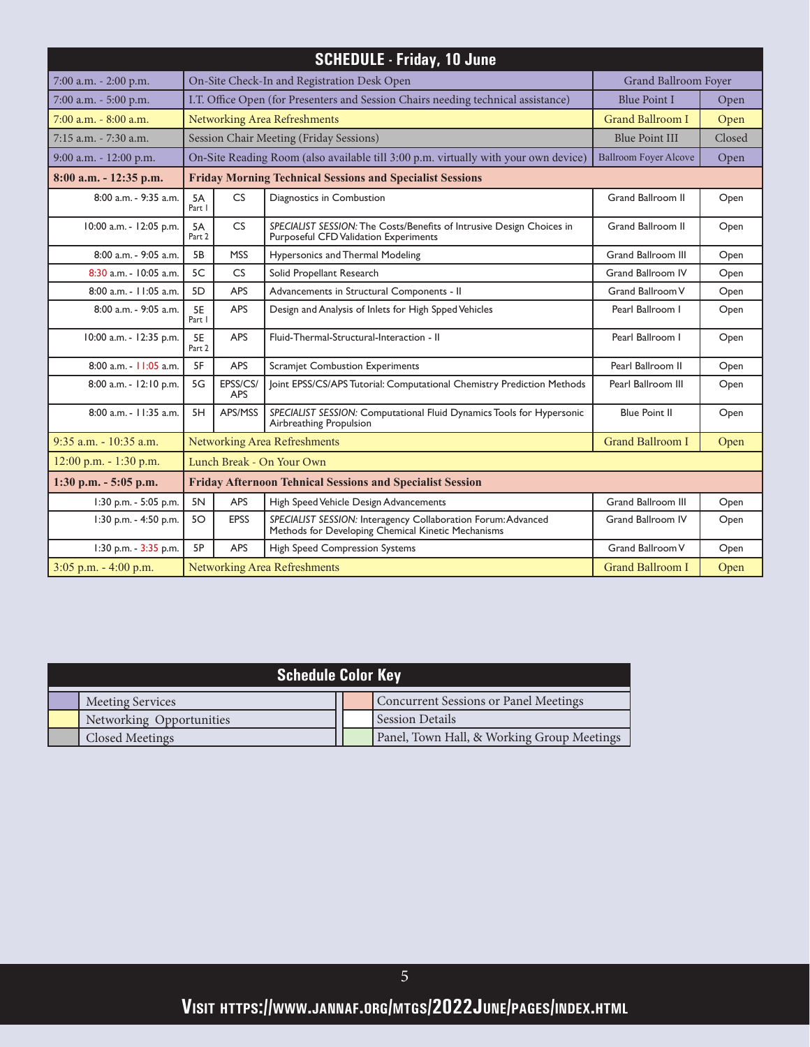## SCHEDULE - Friday, 10 June

| | | | | | |
|---|---|---|---|---|---|
| 7:00 a.m. - 2:00 p.m. | On-Site Check-In and Registration Desk Open | | | Grand Ballroom Foyer | |
| 7:00 a.m. - 5:00 p.m. | I.T. Office Open (for Presenters and Session Chairs needing technical assistance) | | | Blue Point I | Open |
| 7:00 a.m. - 8:00 a.m. | Networking Area Refreshments | | | Grand Ballroom I | Open |
| 7:15 a.m. - 7:30 a.m. | Session Chair Meeting (Friday Sessions) | | | Blue Point III | Closed |
| 9:00 a.m. - 12:00 p.m. | On-Site Reading Room (also available till 3:00 p.m. virtually with your own device) | | | Ballroom Foyer Alcove | Open |
| **8:00 a.m. - 12:35 p.m.** | **Friday Morning Technical Sessions and Specialist Sessions** | | | | |
| 8:00 a.m. - 9:35 a.m. | 5A Part 1 | CS | Diagnostics in Combustion | Grand Ballroom II | Open |
| 10:00 a.m. - 12:05 p.m. | 5A Part 2 | CS | *SPECIALIST SESSION:* The Costs/Benefits of Intrusive Design Choices in Purposeful CFD Validation Experiments | Grand Ballroom II | Open |
| 8:00 a.m. - 9:05 a.m. | 5B | MSS | Hypersonics and Thermal Modeling | Grand Ballroom III | Open |
| 8:30 a.m. - 10:05 a.m. | 5C | CS | Solid Propellant Research | Grand Ballroom IV | Open |
| 8:00 a.m. - 11:05 a.m. | 5D | APS | Advancements in Structural Components - II | Grand Ballroom V | Open |
| 8:00 a.m. - 9:05 a.m. | 5E Part 1 | APS | Design and Analysis of Inlets for High Spped Vehicles | Pearl Ballroom I | Open |
| 10:00 a.m. - 12:35 p.m. | 5E Part 2 | APS | Fluid-Thermal-Structural-Interaction - II | Pearl Ballroom I | Open |
| 8:00 a.m. - 11:05 a.m. | 5F | APS | Scramjet Combustion Experiments | Pearl Ballroom II | Open |
| 8:00 a.m. - 12:10 p.m. | 5G | EPSS/CS/ APS | Joint EPSS/CS/APS Tutorial: Computational Chemistry Prediction Methods | Pearl Ballroom III | Open |
| 8:00 a.m. - 11:35 a.m. | 5H | APS/MSS | *SPECIALIST SESSION:* Computational Fluid Dynamics Tools for Hypersonic Airbreathing Propulsion | Blue Point II | Open |
| 9:35 a.m. - 10:35 a.m. | Networking Area Refreshments | | | Grand Ballroom I | Open |
| 12:00 p.m. - 1:30 p.m. | Lunch Break - On Your Own | | | | |
| **1:30 p.m. - 5:05 p.m.** | **Friday Afternoon Tehnical Sessions and Specialist Session** | | | | |
| 1:30 p.m. - 5:05 p.m. | 5N | APS | High Speed Vehicle Design Advancements | Grand Ballroom III | Open |
| 1:30 p.m. - 4:50 p.m. | 5O | EPSS | *SPECIALIST SESSION:* Interagency Collaboration Forum: Advanced Methods for Developing Chemical Kinetic Mechanisms | Grand Ballroom IV | Open |
| 1:30 p.m. - 3:35 p.m. | 5P | APS | High Speed Compression Systems | Grand Ballroom V | Open |
| 3:05 p.m. - 4:00 p.m. | Networking Area Refreshments | | | Grand Ballroom I | Open |

## Schedule Color Key

| | |
|---|---|
| Meeting Services | Concurrent Sessions or Panel Meetings |
| Networking Opportunities | Session Details |
| Closed Meetings | Panel, Town Hall, & Working Group Meetings |

**Visit https://www.jannaf.org/mtgs/2022June/pages/index.html**